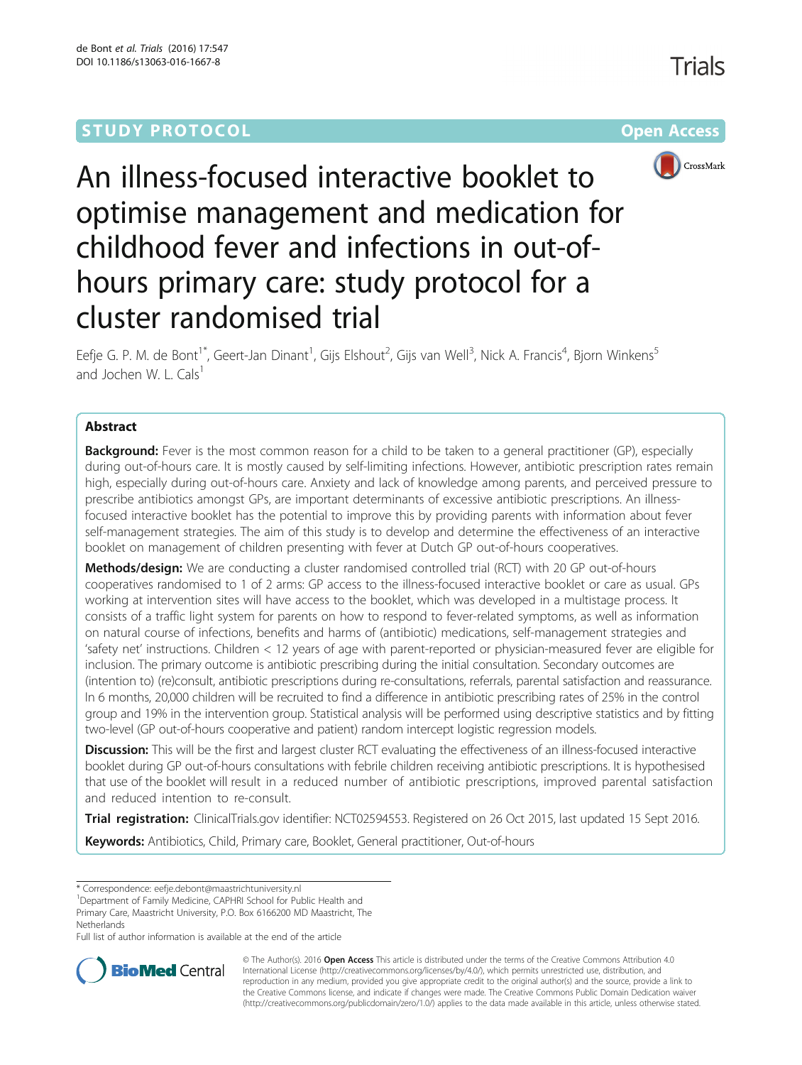STUDY PROTOCOL Open Access

# An illness-focused interactive booklet to optimise management and medication for childhood fever and infections in out-of-hours primary care: study protocol for a cluster randomised trial

Eefje G. P. M. de Bont[1*], Geert-Jan Dinant[1], Gijs Elshout[2], Gijs van Well[3], Nick A. Francis[4], Bjorn Winkens[5] and Jochen W. L. Cals[1]

## Abstract

**Background:** Fever is the most common reason for a child to be taken to a general practitioner (GP), especially during out-of-hours care. It is mostly caused by self-limiting infections. However, antibiotic prescription rates remain high, especially during out-of-hours care. Anxiety and lack of knowledge among parents, and perceived pressure to prescribe antibiotics amongst GPs, are important determinants of excessive antibiotic prescriptions. An illness-focused interactive booklet has the potential to improve this by providing parents with information about fever self-management strategies. The aim of this study is to develop and determine the effectiveness of an interactive booklet on management of children presenting with fever at Dutch GP out-of-hours cooperatives.

**Methods/design:** We are conducting a cluster randomised controlled trial (RCT) with 20 GP out-of-hours cooperatives randomised to 1 of 2 arms: GP access to the illness-focused interactive booklet or care as usual. GPs working at intervention sites will have access to the booklet, which was developed in a multistage process. It consists of a traffic light system for parents on how to respond to fever-related symptoms, as well as information on natural course of infections, benefits and harms of (antibiotic) medications, self-management strategies and 'safety net' instructions. Children < 12 years of age with parent-reported or physician-measured fever are eligible for inclusion. The primary outcome is antibiotic prescribing during the initial consultation. Secondary outcomes are (intention to) (re)consult, antibiotic prescriptions during re-consultations, referrals, parental satisfaction and reassurance. In 6 months, 20,000 children will be recruited to find a difference in antibiotic prescribing rates of 25% in the control group and 19% in the intervention group. Statistical analysis will be performed using descriptive statistics and by fitting two-level (GP out-of-hours cooperative and patient) random intercept logistic regression models.

**Discussion:** This will be the first and largest cluster RCT evaluating the effectiveness of an illness-focused interactive booklet during GP out-of-hours consultations with febrile children receiving antibiotic prescriptions. It is hypothesised that use of the booklet will result in a reduced number of antibiotic prescriptions, improved parental satisfaction and reduced intention to re-consult.

**Trial registration:** ClinicalTrials.gov identifier: NCT02594553. Registered on 26 Oct 2015, last updated 15 Sept 2016.

**Keywords:** Antibiotics, Child, Primary care, Booklet, General practitioner, Out-of-hours

\* Correspondence: eefje.debont@maastrichtuniversity.nl
[1]Department of Family Medicine, CAPHRI School for Public Health and Primary Care, Maastricht University, P.O. Box 6166200 MD Maastricht, The Netherlands
Full list of author information is available at the end of the article

© The Author(s). 2016 **Open Access** This article is distributed under the terms of the Creative Commons Attribution 4.0 International License (http://creativecommons.org/licenses/by/4.0/), which permits unrestricted use, distribution, and reproduction in any medium, provided you give appropriate credit to the original author(s) and the source, provide a link to the Creative Commons license, and indicate if changes were made. The Creative Commons Public Domain Dedication waiver (http://creativecommons.org/publicdomain/zero/1.0/) applies to the data made available in this article, unless otherwise stated.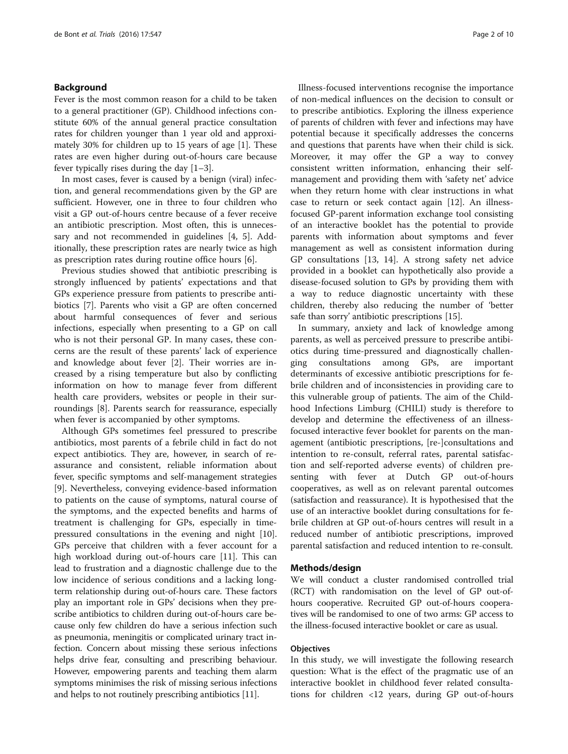## Background

Fever is the most common reason for a child to be taken to a general practitioner (GP). Childhood infections constitute 60% of the annual general practice consultation rates for children younger than 1 year old and approximately 30% for children up to 15 years of age [1]. These rates are even higher during out-of-hours care because fever typically rises during the day [1–3].

In most cases, fever is caused by a benign (viral) infection, and general recommendations given by the GP are sufficient. However, one in three to four children who visit a GP out-of-hours centre because of a fever receive an antibiotic prescription. Most often, this is unnecessary and not recommended in guidelines [4, 5]. Additionally, these prescription rates are nearly twice as high as prescription rates during routine office hours [6].

Previous studies showed that antibiotic prescribing is strongly influenced by patients' expectations and that GPs experience pressure from patients to prescribe antibiotics [7]. Parents who visit a GP are often concerned about harmful consequences of fever and serious infections, especially when presenting to a GP on call who is not their personal GP. In many cases, these concerns are the result of these parents' lack of experience and knowledge about fever [2]. Their worries are increased by a rising temperature but also by conflicting information on how to manage fever from different health care providers, websites or people in their surroundings [8]. Parents search for reassurance, especially when fever is accompanied by other symptoms.

Although GPs sometimes feel pressured to prescribe antibiotics, most parents of a febrile child in fact do not expect antibiotics. They are, however, in search of reassurance and consistent, reliable information about fever, specific symptoms and self-management strategies [9]. Nevertheless, conveying evidence-based information to patients on the cause of symptoms, natural course of the symptoms, and the expected benefits and harms of treatment is challenging for GPs, especially in time-pressured consultations in the evening and night [10]. GPs perceive that children with a fever account for a high workload during out-of-hours care [11]. This can lead to frustration and a diagnostic challenge due to the low incidence of serious conditions and a lacking long-term relationship during out-of-hours care. These factors play an important role in GPs' decisions when they prescribe antibiotics to children during out-of-hours care because only few children do have a serious infection such as pneumonia, meningitis or complicated urinary tract infection. Concern about missing these serious infections helps drive fear, consulting and prescribing behaviour. However, empowering parents and teaching them alarm symptoms minimises the risk of missing serious infections and helps to not routinely prescribing antibiotics [11].

Illness-focused interventions recognise the importance of non-medical influences on the decision to consult or to prescribe antibiotics. Exploring the illness experience of parents of children with fever and infections may have potential because it specifically addresses the concerns and questions that parents have when their child is sick. Moreover, it may offer the GP a way to convey consistent written information, enhancing their self-management and providing them with 'safety net' advice when they return home with clear instructions in what case to return or seek contact again [12]. An illness-focused GP-parent information exchange tool consisting of an interactive booklet has the potential to provide parents with information about symptoms and fever management as well as consistent information during GP consultations [13, 14]. A strong safety net advice provided in a booklet can hypothetically also provide a disease-focused solution to GPs by providing them with a way to reduce diagnostic uncertainty with these children, thereby also reducing the number of 'better safe than sorry' antibiotic prescriptions [15].

In summary, anxiety and lack of knowledge among parents, as well as perceived pressure to prescribe antibiotics during time-pressured and diagnostically challenging consultations among GPs, are important determinants of excessive antibiotic prescriptions for febrile children and of inconsistencies in providing care to this vulnerable group of patients. The aim of the Childhood Infections Limburg (CHILI) study is therefore to develop and determine the effectiveness of an illness-focused interactive fever booklet for parents on the management (antibiotic prescriptions, [re-]consultations and intention to re-consult, referral rates, parental satisfaction and self-reported adverse events) of children presenting with fever at Dutch GP out-of-hours cooperatives, as well as on relevant parental outcomes (satisfaction and reassurance). It is hypothesised that the use of an interactive booklet during consultations for febrile children at GP out-of-hours centres will result in a reduced number of antibiotic prescriptions, improved parental satisfaction and reduced intention to re-consult.

## Methods/design

We will conduct a cluster randomised controlled trial (RCT) with randomisation on the level of GP out-of-hours cooperative. Recruited GP out-of-hours cooperatives will be randomised to one of two arms: GP access to the illness-focused interactive booklet or care as usual.

### Objectives

In this study, we will investigate the following research question: What is the effect of the pragmatic use of an interactive booklet in childhood fever related consultations for children <12 years, during GP out-of-hours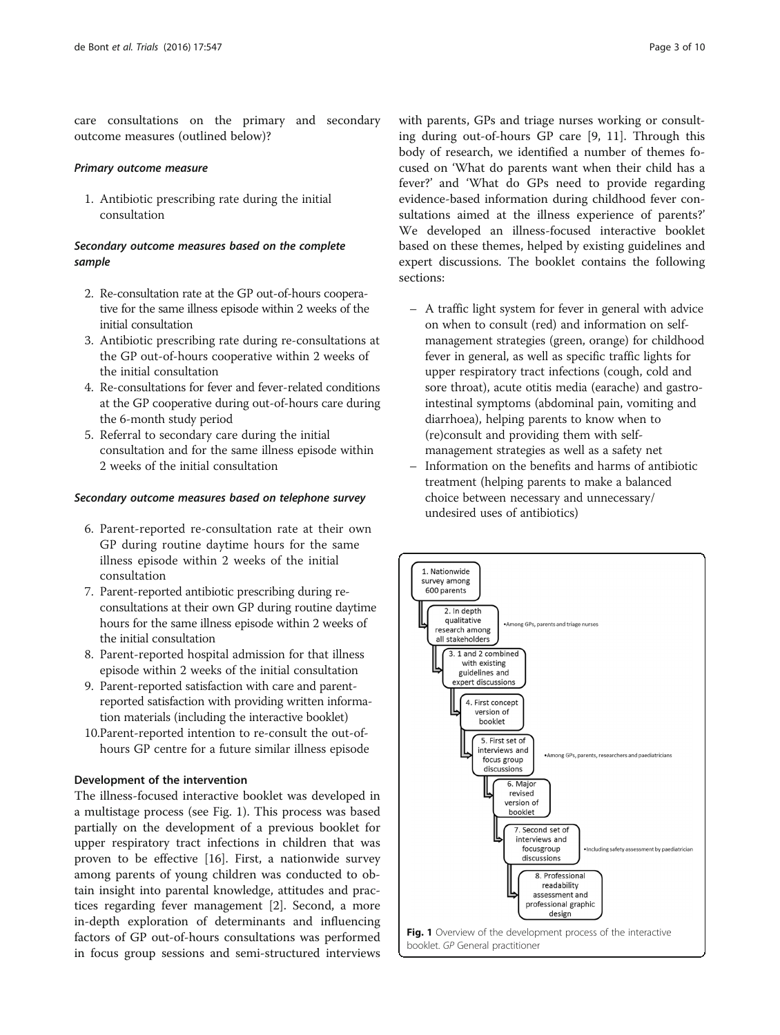care consultations on the primary and secondary outcome measures (outlined below)?

#### *Primary outcome measure*

1. Antibiotic prescribing rate during the initial consultation

#### *Secondary outcome measures based on the complete sample*

2. Re-consultation rate at the GP out-of-hours cooperative for the same illness episode within 2 weeks of the initial consultation
3. Antibiotic prescribing rate during re-consultations at the GP out-of-hours cooperative within 2 weeks of the initial consultation
4. Re-consultations for fever and fever-related conditions at the GP cooperative during out-of-hours care during the 6-month study period
5. Referral to secondary care during the initial consultation and for the same illness episode within 2 weeks of the initial consultation

#### *Secondary outcome measures based on telephone survey*

6. Parent-reported re-consultation rate at their own GP during routine daytime hours for the same illness episode within 2 weeks of the initial consultation
7. Parent-reported antibiotic prescribing during re-consultations at their own GP during routine daytime hours for the same illness episode within 2 weeks of the initial consultation
8. Parent-reported hospital admission for that illness episode within 2 weeks of the initial consultation
9. Parent-reported satisfaction with care and parent-reported satisfaction with providing written information materials (including the interactive booklet)
10. Parent-reported intention to re-consult the out-of-hours GP centre for a future similar illness episode

### Development of the intervention

The illness-focused interactive booklet was developed in a multistage process (see Fig. 1). This process was based partially on the development of a previous booklet for upper respiratory tract infections in children that was proven to be effective [16]. First, a nationwide survey among parents of young children was conducted to obtain insight into parental knowledge, attitudes and practices regarding fever management [2]. Second, a more in-depth exploration of determinants and influencing factors of GP out-of-hours consultations was performed in focus group sessions and semi-structured interviews with parents, GPs and triage nurses working or consulting during out-of-hours GP care [9, 11]. Through this body of research, we identified a number of themes focused on 'What do parents want when their child has a fever?' and 'What do GPs need to provide regarding evidence-based information during childhood fever consultations aimed at the illness experience of parents?' We developed an illness-focused interactive booklet based on these themes, helped by existing guidelines and expert discussions. The booklet contains the following sections:

- A traffic light system for fever in general with advice on when to consult (red) and information on self-management strategies (green, orange) for childhood fever in general, as well as specific traffic lights for upper respiratory tract infections (cough, cold and sore throat), acute otitis media (earache) and gastrointestinal symptoms (abdominal pain, vomiting and diarrhoea), helping parents to know when to (re)consult and providing them with self-management strategies as well as a safety net
- Information on the benefits and harms of antibiotic treatment (helping parents to make a balanced choice between necessary and unnecessary/undesired uses of antibiotics)

1. Nationwide survey among 600 parents
2. In depth qualitative research among all stakeholders (•Among GPs, parents and triage nurses)
3. 1 and 2 combined with existing guidelines and expert discussions
4. First concept version of booklet
5. First set of interviews and focus group discussions (•Among GPs, parents, researchers and paediatricians)
6. Major revised version of booklet
7. Second set of interviews and focusgroup discussions (•Including safety assessment by paediatrician)
8. Professional readability assessment and professional graphic design

**Fig. 1** Overview of the development process of the interactive booklet. *GP* General practitioner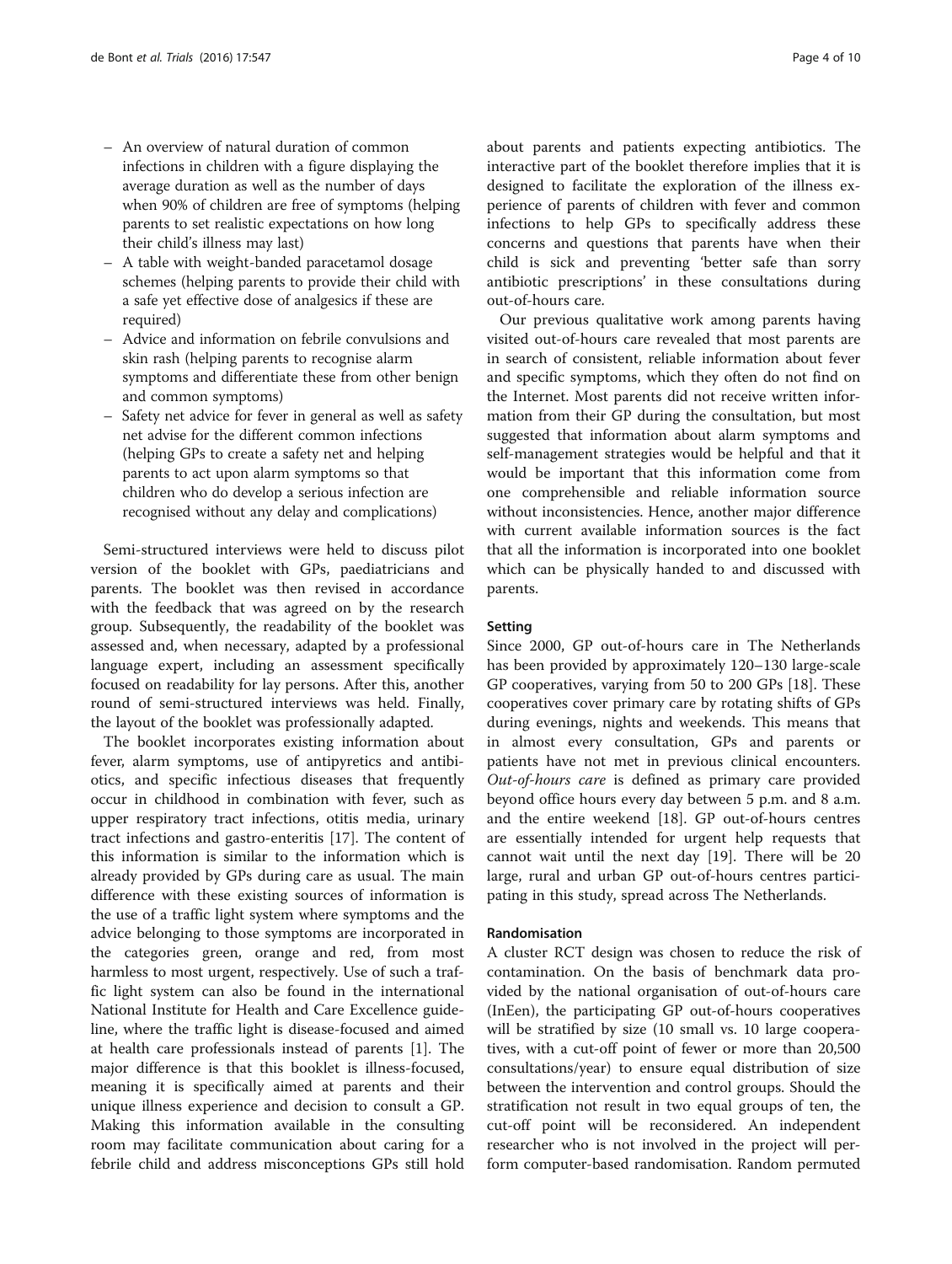– An overview of natural duration of common infections in children with a figure displaying the average duration as well as the number of days when 90% of children are free of symptoms (helping parents to set realistic expectations on how long their child's illness may last)
– A table with weight-banded paracetamol dosage schemes (helping parents to provide their child with a safe yet effective dose of analgesics if these are required)
– Advice and information on febrile convulsions and skin rash (helping parents to recognise alarm symptoms and differentiate these from other benign and common symptoms)
– Safety net advice for fever in general as well as safety net advise for the different common infections (helping GPs to create a safety net and helping parents to act upon alarm symptoms so that children who do develop a serious infection are recognised without any delay and complications)

Semi-structured interviews were held to discuss pilot version of the booklet with GPs, paediatricians and parents. The booklet was then revised in accordance with the feedback that was agreed on by the research group. Subsequently, the readability of the booklet was assessed and, when necessary, adapted by a professional language expert, including an assessment specifically focused on readability for lay persons. After this, another round of semi-structured interviews was held. Finally, the layout of the booklet was professionally adapted.

The booklet incorporates existing information about fever, alarm symptoms, use of antipyretics and antibiotics, and specific infectious diseases that frequently occur in childhood in combination with fever, such as upper respiratory tract infections, otitis media, urinary tract infections and gastro-enteritis [17]. The content of this information is similar to the information which is already provided by GPs during care as usual. The main difference with these existing sources of information is the use of a traffic light system where symptoms and the advice belonging to those symptoms are incorporated in the categories green, orange and red, from most harmless to most urgent, respectively. Use of such a traffic light system can also be found in the international National Institute for Health and Care Excellence guideline, where the traffic light is disease-focused and aimed at health care professionals instead of parents [1]. The major difference is that this booklet is illness-focused, meaning it is specifically aimed at parents and their unique illness experience and decision to consult a GP. Making this information available in the consulting room may facilitate communication about caring for a febrile child and address misconceptions GPs still hold about parents and patients expecting antibiotics. The interactive part of the booklet therefore implies that it is designed to facilitate the exploration of the illness experience of parents of children with fever and common infections to help GPs to specifically address these concerns and questions that parents have when their child is sick and preventing 'better safe than sorry antibiotic prescriptions' in these consultations during out-of-hours care.

Our previous qualitative work among parents having visited out-of-hours care revealed that most parents are in search of consistent, reliable information about fever and specific symptoms, which they often do not find on the Internet. Most parents did not receive written information from their GP during the consultation, but most suggested that information about alarm symptoms and self-management strategies would be helpful and that it would be important that this information come from one comprehensible and reliable information source without inconsistencies. Hence, another major difference with current available information sources is the fact that all the information is incorporated into one booklet which can be physically handed to and discussed with parents.

#### Setting

Since 2000, GP out-of-hours care in The Netherlands has been provided by approximately 120–130 large-scale GP cooperatives, varying from 50 to 200 GPs [18]. These cooperatives cover primary care by rotating shifts of GPs during evenings, nights and weekends. This means that in almost every consultation, GPs and parents or patients have not met in previous clinical encounters. *Out-of-hours care* is defined as primary care provided beyond office hours every day between 5 p.m. and 8 a.m. and the entire weekend [18]. GP out-of-hours centres are essentially intended for urgent help requests that cannot wait until the next day [19]. There will be 20 large, rural and urban GP out-of-hours centres participating in this study, spread across The Netherlands.

#### Randomisation

A cluster RCT design was chosen to reduce the risk of contamination. On the basis of benchmark data provided by the national organisation of out-of-hours care (InEen), the participating GP out-of-hours cooperatives will be stratified by size (10 small vs. 10 large cooperatives, with a cut-off point of fewer or more than 20,500 consultations/year) to ensure equal distribution of size between the intervention and control groups. Should the stratification not result in two equal groups of ten, the cut-off point will be reconsidered. An independent researcher who is not involved in the project will perform computer-based randomisation. Random permuted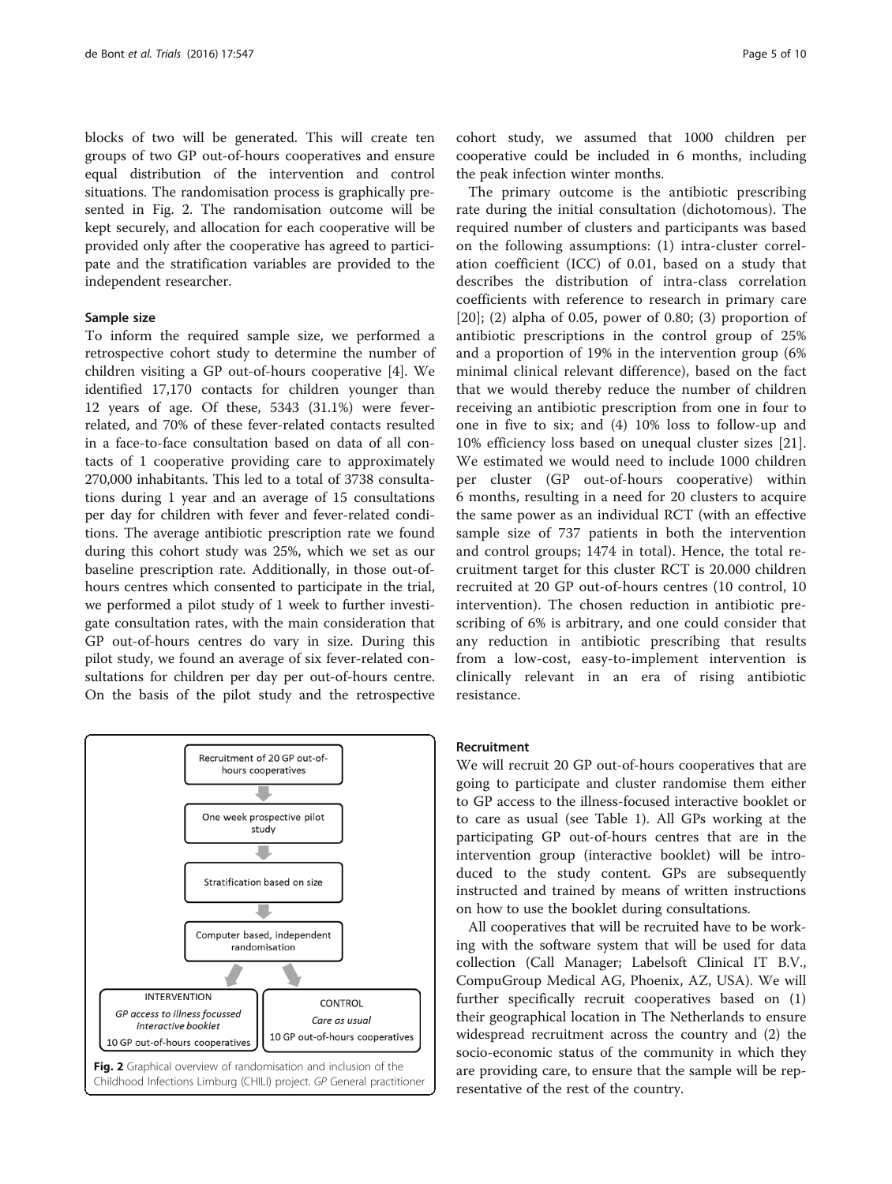blocks of two will be generated. This will create ten groups of two GP out-of-hours cooperatives and ensure equal distribution of the intervention and control situations. The randomisation process is graphically presented in Fig. 2. The randomisation outcome will be kept securely, and allocation for each cooperative will be provided only after the cooperative has agreed to participate and the stratification variables are provided to the independent researcher.

### Sample size

To inform the required sample size, we performed a retrospective cohort study to determine the number of children visiting a GP out-of-hours cooperative [4]. We identified 17,170 contacts for children younger than 12 years of age. Of these, 5343 (31.1%) were fever-related, and 70% of these fever-related contacts resulted in a face-to-face consultation based on data of all contacts of 1 cooperative providing care to approximately 270,000 inhabitants. This led to a total of 3738 consultations during 1 year and an average of 15 consultations per day for children with fever and fever-related conditions. The average antibiotic prescription rate we found during this cohort study was 25%, which we set as our baseline prescription rate. Additionally, in those out-of-hours centres which consented to participate in the trial, we performed a pilot study of 1 week to further investigate consultation rates, with the main consideration that GP out-of-hours centres do vary in size. During this pilot study, we found an average of six fever-related consultations for children per day per out-of-hours centre. On the basis of the pilot study and the retrospective cohort study, we assumed that 1000 children per cooperative could be included in 6 months, including the peak infection winter months.

The primary outcome is the antibiotic prescribing rate during the initial consultation (dichotomous). The required number of clusters and participants was based on the following assumptions: (1) intra-cluster correlation coefficient (ICC) of 0.01, based on a study that describes the distribution of intra-class correlation coefficients with reference to research in primary care [20]; (2) alpha of 0.05, power of 0.80; (3) proportion of antibiotic prescriptions in the control group of 25% and a proportion of 19% in the intervention group (6% minimal clinical relevant difference), based on the fact that we would thereby reduce the number of children receiving an antibiotic prescription from one in four to one in five to six; and (4) 10% loss to follow-up and 10% efficiency loss based on unequal cluster sizes [21]. We estimated we would need to include 1000 children per cluster (GP out-of-hours cooperative) within 6 months, resulting in a need for 20 clusters to acquire the same power as an individual RCT (with an effective sample size of 737 patients in both the intervention and control groups; 1474 in total). Hence, the total recruitment target for this cluster RCT is 20.000 children recruited at 20 GP out-of-hours centres (10 control, 10 intervention). The chosen reduction in antibiotic prescribing of 6% is arbitrary, and one could consider that any reduction in antibiotic prescribing that results from a low-cost, easy-to-implement intervention is clinically relevant in an era of rising antibiotic resistance.

Recruitment of 20 GP out-of-hours cooperatives → One week prospective pilot study → Stratification based on size → Computer based, independent randomisation → INTERVENTION: *GP access to illness focussed interactive booklet*, 10 GP out-of-hours cooperatives / CONTROL: *Care as usual*, 10 GP out-of-hours cooperatives

**Fig. 2** Graphical overview of randomisation and inclusion of the Childhood Infections Limburg (CHILI) project. *GP* General practitioner

### Recruitment

We will recruit 20 GP out-of-hours cooperatives that are going to participate and cluster randomise them either to GP access to the illness-focused interactive booklet or to care as usual (see Table 1). All GPs working at the participating GP out-of-hours centres that are in the intervention group (interactive booklet) will be introduced to the study content. GPs are subsequently instructed and trained by means of written instructions on how to use the booklet during consultations.

All cooperatives that will be recruited have to be working with the software system that will be used for data collection (Call Manager; Labelsoft Clinical IT B.V., CompuGroup Medical AG, Phoenix, AZ, USA). We will further specifically recruit cooperatives based on (1) their geographical location in The Netherlands to ensure widespread recruitment across the country and (2) the socio-economic status of the community in which they are providing care, to ensure that the sample will be representative of the rest of the country.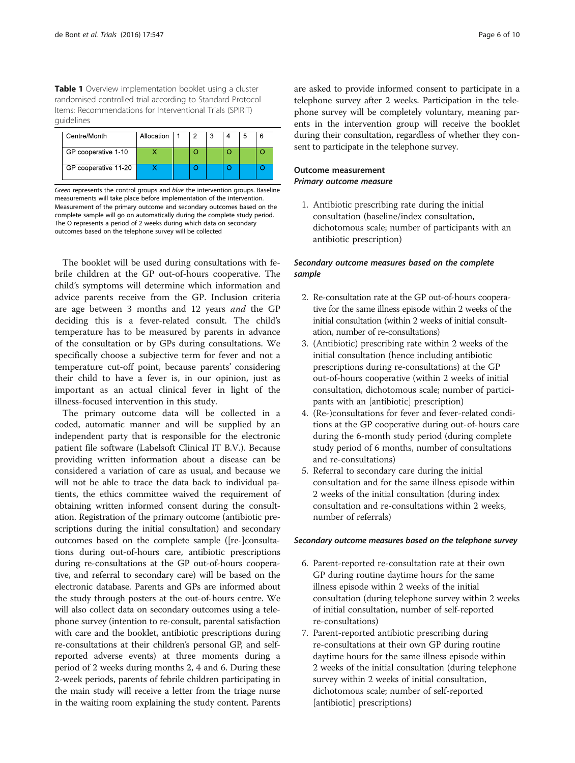**Table 1** Overview implementation booklet using a cluster randomised controlled trial according to Standard Protocol Items: Recommendations for Interventional Trials (SPIRIT) guidelines

| Centre/Month | Allocation | 1 | 2 | 3 | 4 | 5 | 6 |
|---|---|---|---|---|---|---|---|
| GP cooperative 1-10 | X | | O | | O | | O |
| GP cooperative 11-20 | X | | O | | O | | O |

*Green* represents the control groups and *blue* the intervention groups. Baseline measurements will take place before implementation of the intervention. Measurement of the primary outcome and secondary outcomes based on the complete sample will go on automatically during the complete study period. The O represents a period of 2 weeks during which data on secondary outcomes based on the telephone survey will be collected

The booklet will be used during consultations with febrile children at the GP out-of-hours cooperative. The child's symptoms will determine which information and advice parents receive from the GP. Inclusion criteria are age between 3 months and 12 years *and* the GP deciding this is a fever-related consult. The child's temperature has to be measured by parents in advance of the consultation or by GPs during consultations. We specifically choose a subjective term for fever and not a temperature cut-off point, because parents' considering their child to have a fever is, in our opinion, just as important as an actual clinical fever in light of the illness-focused intervention in this study.

The primary outcome data will be collected in a coded, automatic manner and will be supplied by an independent party that is responsible for the electronic patient file software (Labelsoft Clinical IT B.V.). Because providing written information about a disease can be considered a variation of care as usual, and because we will not be able to trace the data back to individual patients, the ethics committee waived the requirement of obtaining written informed consent during the consultation. Registration of the primary outcome (antibiotic prescriptions during the initial consultation) and secondary outcomes based on the complete sample ([re-]consultations during out-of-hours care, antibiotic prescriptions during re-consultations at the GP out-of-hours cooperative, and referral to secondary care) will be based on the electronic database. Parents and GPs are informed about the study through posters at the out-of-hours centre. We will also collect data on secondary outcomes using a telephone survey (intention to re-consult, parental satisfaction with care and the booklet, antibiotic prescriptions during re-consultations at their children's personal GP, and self-reported adverse events) at three moments during a period of 2 weeks during months 2, 4 and 6. During these 2-week periods, parents of febrile children participating in the main study will receive a letter from the triage nurse in the waiting room explaining the study content. Parents are asked to provide informed consent to participate in a telephone survey after 2 weeks. Participation in the telephone survey will be completely voluntary, meaning parents in the intervention group will receive the booklet during their consultation, regardless of whether they consent to participate in the telephone survey.

## Outcome measurement

### *Primary outcome measure*

1. Antibiotic prescribing rate during the initial consultation (baseline/index consultation, dichotomous scale; number of participants with an antibiotic prescription)

### *Secondary outcome measures based on the complete sample*

2. Re-consultation rate at the GP out-of-hours cooperative for the same illness episode within 2 weeks of the initial consultation (within 2 weeks of initial consultation, number of re-consultations)
3. (Antibiotic) prescribing rate within 2 weeks of the initial consultation (hence including antibiotic prescriptions during re-consultations) at the GP out-of-hours cooperative (within 2 weeks of initial consultation, dichotomous scale; number of participants with an [antibiotic] prescription)
4. (Re-)consultations for fever and fever-related conditions at the GP cooperative during out-of-hours care during the 6-month study period (during complete study period of 6 months, number of consultations and re-consultations)
5. Referral to secondary care during the initial consultation and for the same illness episode within 2 weeks of the initial consultation (during index consultation and re-consultations within 2 weeks, number of referrals)

### *Secondary outcome measures based on the telephone survey*

6. Parent-reported re-consultation rate at their own GP during routine daytime hours for the same illness episode within 2 weeks of the initial consultation (during telephone survey within 2 weeks of initial consultation, number of self-reported re-consultations)
7. Parent-reported antibiotic prescribing during re-consultations at their own GP during routine daytime hours for the same illness episode within 2 weeks of the initial consultation (during telephone survey within 2 weeks of initial consultation, dichotomous scale; number of self-reported [antibiotic] prescriptions)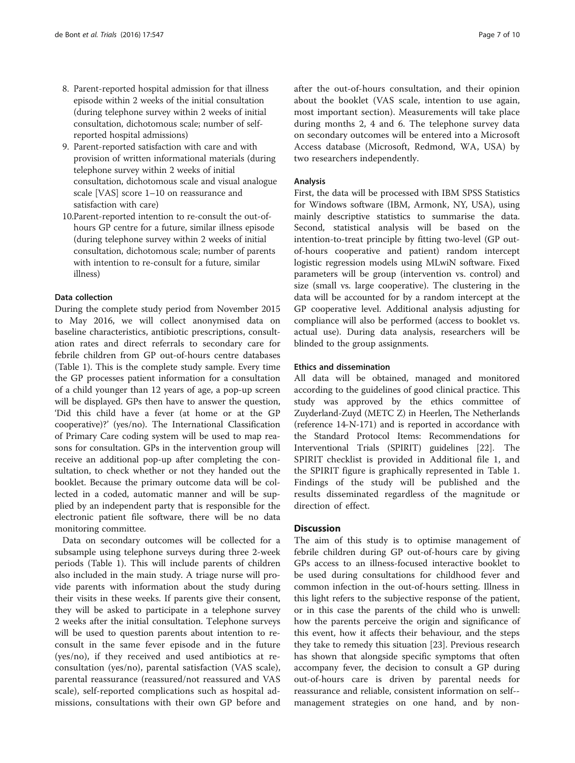8. Parent-reported hospital admission for that illness episode within 2 weeks of the initial consultation (during telephone survey within 2 weeks of initial consultation, dichotomous scale; number of self-reported hospital admissions)
9. Parent-reported satisfaction with care and with provision of written informational materials (during telephone survey within 2 weeks of initial consultation, dichotomous scale and visual analogue scale [VAS] score 1–10 on reassurance and satisfaction with care)
10. Parent-reported intention to re-consult the out-of-hours GP centre for a future, similar illness episode (during telephone survey within 2 weeks of initial consultation, dichotomous scale; number of parents with intention to re-consult for a future, similar illness)

#### Data collection

During the complete study period from November 2015 to May 2016, we will collect anonymised data on baseline characteristics, antibiotic prescriptions, consultation rates and direct referrals to secondary care for febrile children from GP out-of-hours centre databases (Table 1). This is the complete study sample. Every time the GP processes patient information for a consultation of a child younger than 12 years of age, a pop-up screen will be displayed. GPs then have to answer the question, 'Did this child have a fever (at home or at the GP cooperative)?' (yes/no). The International Classification of Primary Care coding system will be used to map reasons for consultation. GPs in the intervention group will receive an additional pop-up after completing the consultation, to check whether or not they handed out the booklet. Because the primary outcome data will be collected in a coded, automatic manner and will be supplied by an independent party that is responsible for the electronic patient file software, there will be no data monitoring committee.

Data on secondary outcomes will be collected for a subsample using telephone surveys during three 2-week periods (Table 1). This will include parents of children also included in the main study. A triage nurse will provide parents with information about the study during their visits in these weeks. If parents give their consent, they will be asked to participate in a telephone survey 2 weeks after the initial consultation. Telephone surveys will be used to question parents about intention to re-consult in the same fever episode and in the future (yes/no), if they received and used antibiotics at re-consultation (yes/no), parental satisfaction (VAS scale), parental reassurance (reassured/not reassured and VAS scale), self-reported complications such as hospital admissions, consultations with their own GP before and after the out-of-hours consultation, and their opinion about the booklet (VAS scale, intention to use again, most important section). Measurements will take place during months 2, 4 and 6. The telephone survey data on secondary outcomes will be entered into a Microsoft Access database (Microsoft, Redmond, WA, USA) by two researchers independently.

#### Analysis

First, the data will be processed with IBM SPSS Statistics for Windows software (IBM, Armonk, NY, USA), using mainly descriptive statistics to summarise the data. Second, statistical analysis will be based on the intention-to-treat principle by fitting two-level (GP out-of-hours cooperative and patient) random intercept logistic regression models using MLwiN software. Fixed parameters will be group (intervention vs. control) and size (small vs. large cooperative). The clustering in the data will be accounted for by a random intercept at the GP cooperative level. Additional analysis adjusting for compliance will also be performed (access to booklet vs. actual use). During data analysis, researchers will be blinded to the group assignments.

#### Ethics and dissemination

All data will be obtained, managed and monitored according to the guidelines of good clinical practice. This study was approved by the ethics committee of Zuyderland-Zuyd (METC Z) in Heerlen, The Netherlands (reference 14-N-171) and is reported in accordance with the Standard Protocol Items: Recommendations for Interventional Trials (SPIRIT) guidelines [22]. The SPIRIT checklist is provided in Additional file 1, and the SPIRIT figure is graphically represented in Table 1. Findings of the study will be published and the results disseminated regardless of the magnitude or direction of effect.

## Discussion

The aim of this study is to optimise management of febrile children during GP out-of-hours care by giving GPs access to an illness-focused interactive booklet to be used during consultations for childhood fever and common infection in the out-of-hours setting. Illness in this light refers to the subjective response of the patient, or in this case the parents of the child who is unwell: how the parents perceive the origin and significance of this event, how it affects their behaviour, and the steps they take to remedy this situation [23]. Previous research has shown that alongside specific symptoms that often accompany fever, the decision to consult a GP during out-of-hours care is driven by parental needs for reassurance and reliable, consistent information on self-management strategies on one hand, and by non-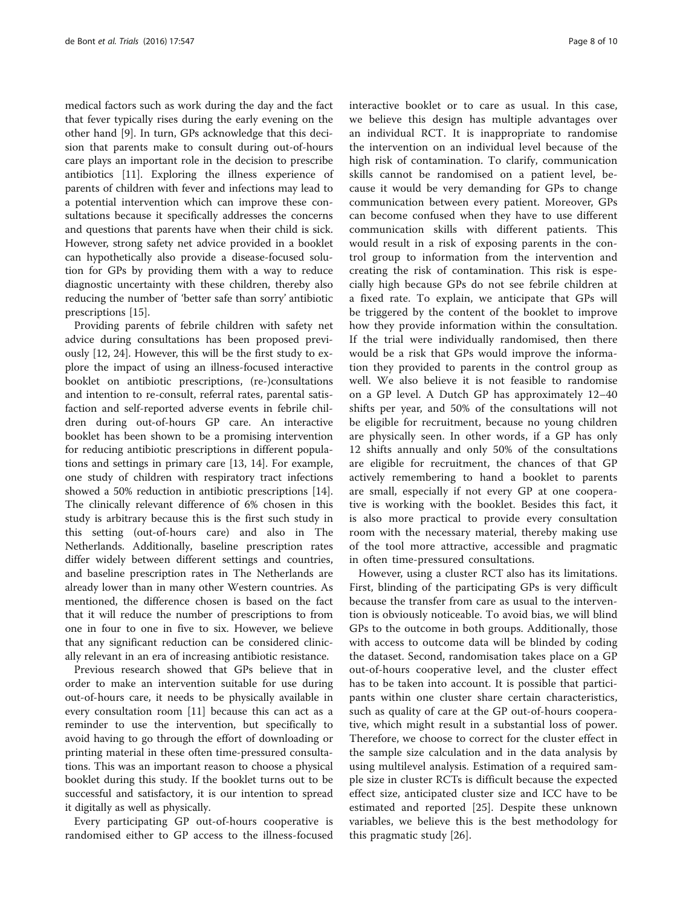medical factors such as work during the day and the fact that fever typically rises during the early evening on the other hand [9]. In turn, GPs acknowledge that this decision that parents make to consult during out-of-hours care plays an important role in the decision to prescribe antibiotics [11]. Exploring the illness experience of parents of children with fever and infections may lead to a potential intervention which can improve these consultations because it specifically addresses the concerns and questions that parents have when their child is sick. However, strong safety net advice provided in a booklet can hypothetically also provide a disease-focused solution for GPs by providing them with a way to reduce diagnostic uncertainty with these children, thereby also reducing the number of 'better safe than sorry' antibiotic prescriptions [15].

Providing parents of febrile children with safety net advice during consultations has been proposed previously [12, 24]. However, this will be the first study to explore the impact of using an illness-focused interactive booklet on antibiotic prescriptions, (re-)consultations and intention to re-consult, referral rates, parental satisfaction and self-reported adverse events in febrile children during out-of-hours GP care. An interactive booklet has been shown to be a promising intervention for reducing antibiotic prescriptions in different populations and settings in primary care [13, 14]. For example, one study of children with respiratory tract infections showed a 50% reduction in antibiotic prescriptions [14]. The clinically relevant difference of 6% chosen in this study is arbitrary because this is the first such study in this setting (out-of-hours care) and also in The Netherlands. Additionally, baseline prescription rates differ widely between different settings and countries, and baseline prescription rates in The Netherlands are already lower than in many other Western countries. As mentioned, the difference chosen is based on the fact that it will reduce the number of prescriptions to from one in four to one in five to six. However, we believe that any significant reduction can be considered clinically relevant in an era of increasing antibiotic resistance.

Previous research showed that GPs believe that in order to make an intervention suitable for use during out-of-hours care, it needs to be physically available in every consultation room [11] because this can act as a reminder to use the intervention, but specifically to avoid having to go through the effort of downloading or printing material in these often time-pressured consultations. This was an important reason to choose a physical booklet during this study. If the booklet turns out to be successful and satisfactory, it is our intention to spread it digitally as well as physically.

Every participating GP out-of-hours cooperative is randomised either to GP access to the illness-focused interactive booklet or to care as usual. In this case, we believe this design has multiple advantages over an individual RCT. It is inappropriate to randomise the intervention on an individual level because of the high risk of contamination. To clarify, communication skills cannot be randomised on a patient level, because it would be very demanding for GPs to change communication between every patient. Moreover, GPs can become confused when they have to use different communication skills with different patients. This would result in a risk of exposing parents in the control group to information from the intervention and creating the risk of contamination. This risk is especially high because GPs do not see febrile children at a fixed rate. To explain, we anticipate that GPs will be triggered by the content of the booklet to improve how they provide information within the consultation. If the trial were individually randomised, then there would be a risk that GPs would improve the information they provided to parents in the control group as well. We also believe it is not feasible to randomise on a GP level. A Dutch GP has approximately 12–40 shifts per year, and 50% of the consultations will not be eligible for recruitment, because no young children are physically seen. In other words, if a GP has only 12 shifts annually and only 50% of the consultations are eligible for recruitment, the chances of that GP actively remembering to hand a booklet to parents are small, especially if not every GP at one cooperative is working with the booklet. Besides this fact, it is also more practical to provide every consultation room with the necessary material, thereby making use of the tool more attractive, accessible and pragmatic in often time-pressured consultations.

However, using a cluster RCT also has its limitations. First, blinding of the participating GPs is very difficult because the transfer from care as usual to the intervention is obviously noticeable. To avoid bias, we will blind GPs to the outcome in both groups. Additionally, those with access to outcome data will be blinded by coding the dataset. Second, randomisation takes place on a GP out-of-hours cooperative level, and the cluster effect has to be taken into account. It is possible that participants within one cluster share certain characteristics, such as quality of care at the GP out-of-hours cooperative, which might result in a substantial loss of power. Therefore, we choose to correct for the cluster effect in the sample size calculation and in the data analysis by using multilevel analysis. Estimation of a required sample size in cluster RCTs is difficult because the expected effect size, anticipated cluster size and ICC have to be estimated and reported [25]. Despite these unknown variables, we believe this is the best methodology for this pragmatic study [26].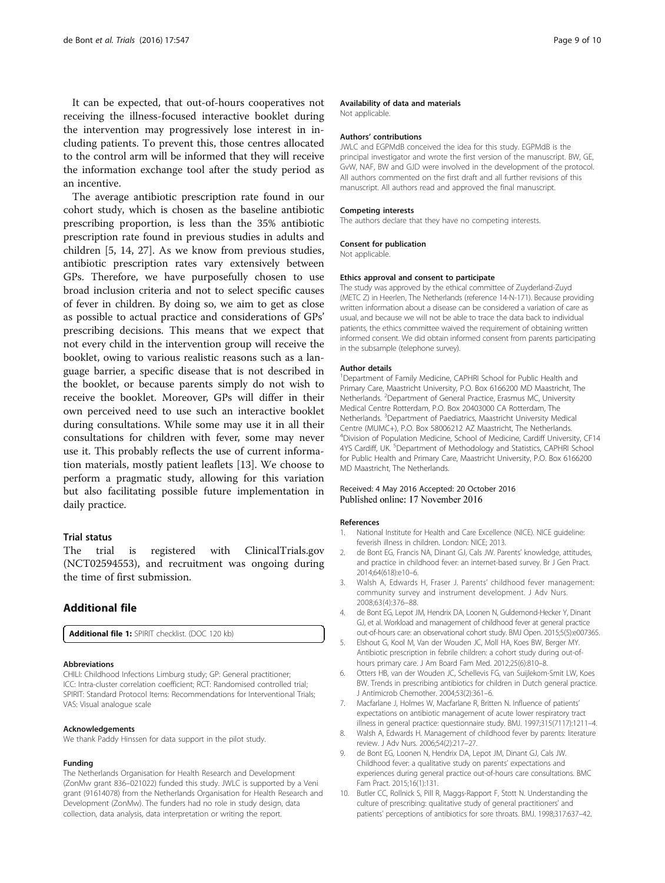It can be expected, that out-of-hours cooperatives not receiving the illness-focused interactive booklet during the intervention may progressively lose interest in including patients. To prevent this, those centres allocated to the control arm will be informed that they will receive the information exchange tool after the study period as an incentive.

The average antibiotic prescription rate found in our cohort study, which is chosen as the baseline antibiotic prescribing proportion, is less than the 35% antibiotic prescription rate found in previous studies in adults and children [5, 14, 27]. As we know from previous studies, antibiotic prescription rates vary extensively between GPs. Therefore, we have purposefully chosen to use broad inclusion criteria and not to select specific causes of fever in children. By doing so, we aim to get as close as possible to actual practice and considerations of GPs' prescribing decisions. This means that we expect that not every child in the intervention group will receive the booklet, owing to various realistic reasons such as a language barrier, a specific disease that is not described in the booklet, or because parents simply do not wish to receive the booklet. Moreover, GPs will differ in their own perceived need to use such an interactive booklet during consultations. While some may use it in all their consultations for children with fever, some may never use it. This probably reflects the use of current information materials, mostly patient leaflets [13]. We choose to perform a pragmatic study, allowing for this variation but also facilitating possible future implementation in daily practice.

## Trial status

The trial is registered with ClinicalTrials.gov (NCT02594553), and recruitment was ongoing during the time of first submission.

## Additional file

**Additional file 1:** SPIRIT checklist. (DOC 120 kb)

#### Abbreviations

CHILI: Childhood Infections Limburg study; GP: General practitioner; ICC: Intra-cluster correlation coefficient; RCT: Randomised controlled trial; SPIRIT: Standard Protocol Items: Recommendations for Interventional Trials; VAS: Visual analogue scale

#### Acknowledgements

We thank Paddy Hinssen for data support in the pilot study.

#### Funding

The Netherlands Organisation for Health Research and Development (ZonMw grant 836–021022) funded this study. JWLC is supported by a Veni grant (91614078) from the Netherlands Organisation for Health Research and Development (ZonMw). The funders had no role in study design, data collection, data analysis, data interpretation or writing the report.

#### Availability of data and materials

Not applicable.

#### Authors' contributions

JWLC and EGPMdB conceived the idea for this study. EGPMdB is the principal investigator and wrote the first version of the manuscript. BW, GE, GvW, NAF, BW and GJD were involved in the development of the protocol. All authors commented on the first draft and all further revisions of this manuscript. All authors read and approved the final manuscript.

#### Competing interests

The authors declare that they have no competing interests.

#### Consent for publication

Not applicable.

#### Ethics approval and consent to participate

The study was approved by the ethical committee of Zuyderland-Zuyd (METC Z) in Heerlen, The Netherlands (reference 14-N-171). Because providing written information about a disease can be considered a variation of care as usual, and because we will not be able to trace the data back to individual patients, the ethics committee waived the requirement of obtaining written informed consent. We did obtain informed consent from parents participating in the subsample (telephone survey).

#### Author details

[1]Department of Family Medicine, CAPHRI School for Public Health and Primary Care, Maastricht University, P.O. Box 6166200 MD Maastricht, The Netherlands. [2]Department of General Practice, Erasmus MC, University Medical Centre Rotterdam, P.O. Box 20403000 CA Rotterdam, The Netherlands. [3]Department of Paediatrics, Maastricht University Medical Centre (MUMC+), P.O. Box 58006212 AZ Maastricht, The Netherlands. [4]Division of Population Medicine, School of Medicine, Cardiff University, CF14 4YS Cardiff, UK. [5]Department of Methodology and Statistics, CAPHRI School for Public Health and Primary Care, Maastricht University, P.O. Box 6166200 MD Maastricht, The Netherlands.

Received: 4 May 2016 Accepted: 20 October 2016
Published online: 17 November 2016

#### References

1. National Institute for Health and Care Excellence (NICE). NICE guideline: feverish illness in children. London: NICE; 2013.
2. de Bont EG, Francis NA, Dinant GJ, Cals JW. Parents' knowledge, attitudes, and practice in childhood fever: an internet-based survey. Br J Gen Pract. 2014;64(618):e10–6.
3. Walsh A, Edwards H, Fraser J. Parents' childhood fever management: community survey and instrument development. J Adv Nurs. 2008;63(4):376–88.
4. de Bont EG, Lepot JM, Hendrix DA, Loonen N, Guldemond-Hecker Y, Dinant GJ, et al. Workload and management of childhood fever at general practice out-of-hours care: an observational cohort study. BMJ Open. 2015;5(5):e007365.
5. Elshout G, Kool M, Van der Wouden JC, Moll HA, Koes BW, Berger MY. Antibiotic prescription in febrile children: a cohort study during out-of-hours primary care. J Am Board Fam Med. 2012;25(6):810–8.
6. Otters HB, van der Wouden JC, Schellevis FG, van Suijlekom-Smit LW, Koes BW. Trends in prescribing antibiotics for children in Dutch general practice. J Antimicrob Chemother. 2004;53(2):361–6.
7. Macfarlane J, Holmes W, Macfarlane R, Britten N. Influence of patients' expectations on antibiotic management of acute lower respiratory tract illness in general practice: questionnaire study. BMJ. 1997;315(7117):1211–4.
8. Walsh A, Edwards H. Management of childhood fever by parents: literature review. J Adv Nurs. 2006;54(2):217–27.
9. de Bont EG, Loonen N, Hendrix DA, Lepot JM, Dinant GJ, Cals JW. Childhood fever: a qualitative study on parents' expectations and experiences during general practice out-of-hours care consultations. BMC Fam Pract. 2015;16(1):131.
10. Butler CC, Rollnick S, Pill R, Maggs-Rapport F, Stott N. Understanding the culture of prescribing: qualitative study of general practitioners' and patients' perceptions of antibiotics for sore throats. BMJ. 1998;317:637–42.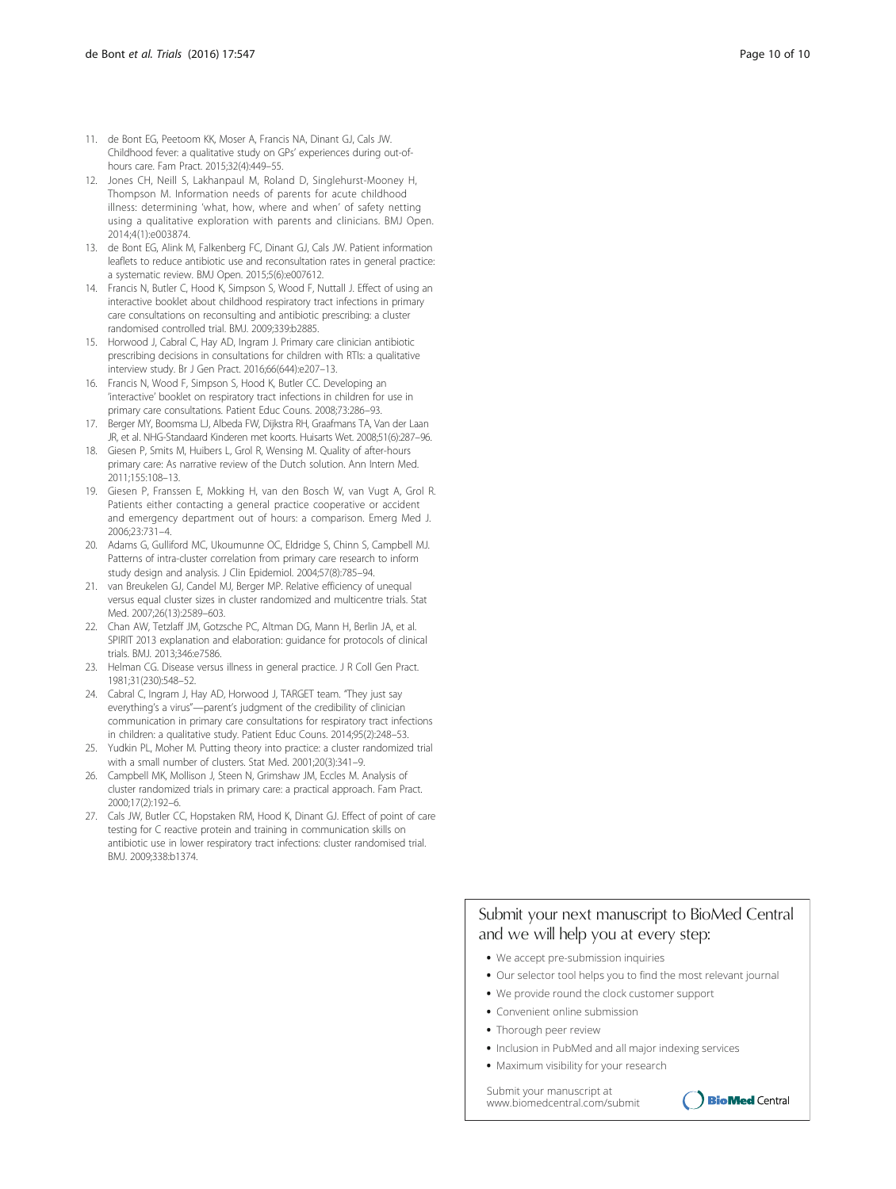11. de Bont EG, Peetoom KK, Moser A, Francis NA, Dinant GJ, Cals JW. Childhood fever: a qualitative study on GPs' experiences during out-of-hours care. Fam Pract. 2015;32(4):449–55.
12. Jones CH, Neill S, Lakhanpaul M, Roland D, Singlehurst-Mooney H, Thompson M. Information needs of parents for acute childhood illness: determining 'what, how, where and when' of safety netting using a qualitative exploration with parents and clinicians. BMJ Open. 2014;4(1):e003874.
13. de Bont EG, Alink M, Falkenberg FC, Dinant GJ, Cals JW. Patient information leaflets to reduce antibiotic use and reconsultation rates in general practice: a systematic review. BMJ Open. 2015;5(6):e007612.
14. Francis N, Butler C, Hood K, Simpson S, Wood F, Nuttall J. Effect of using an interactive booklet about childhood respiratory tract infections in primary care consultations on reconsulting and antibiotic prescribing: a cluster randomised controlled trial. BMJ. 2009;339:b2885.
15. Horwood J, Cabral C, Hay AD, Ingram J. Primary care clinician antibiotic prescribing decisions in consultations for children with RTIs: a qualitative interview study. Br J Gen Pract. 2016;66(644):e207–13.
16. Francis N, Wood F, Simpson S, Hood K, Butler CC. Developing an 'interactive' booklet on respiratory tract infections in children for use in primary care consultations. Patient Educ Couns. 2008;73:286–93.
17. Berger MY, Boomsma LJ, Albeda FW, Dijkstra RH, Graafmans TA, Van der Laan JR, et al. NHG-Standaard Kinderen met koorts. Huisarts Wet. 2008;51(6):287–96.
18. Giesen P, Smits M, Huibers L, Grol R, Wensing M. Quality of after-hours primary care: As narrative review of the Dutch solution. Ann Intern Med. 2011;155:108–13.
19. Giesen P, Franssen E, Mokking H, van den Bosch W, van Vugt A, Grol R. Patients either contacting a general practice cooperative or accident and emergency department out of hours: a comparison. Emerg Med J. 2006;23:731–4.
20. Adams G, Gulliford MC, Ukoumunne OC, Eldridge S, Chinn S, Campbell MJ. Patterns of intra-cluster correlation from primary care research to inform study design and analysis. J Clin Epidemiol. 2004;57(8):785–94.
21. van Breukelen GJ, Candel MJ, Berger MP. Relative efficiency of unequal versus equal cluster sizes in cluster randomized and multicentre trials. Stat Med. 2007;26(13):2589–603.
22. Chan AW, Tetzlaff JM, Gotzsche PC, Altman DG, Mann H, Berlin JA, et al. SPIRIT 2013 explanation and elaboration: guidance for protocols of clinical trials. BMJ. 2013;346:e7586.
23. Helman CG. Disease versus illness in general practice. J R Coll Gen Pract. 1981;31(230):548–52.
24. Cabral C, Ingram J, Hay AD, Horwood J, TARGET team. "They just say everything's a virus"—parent's judgment of the credibility of clinician communication in primary care consultations for respiratory tract infections in children: a qualitative study. Patient Educ Couns. 2014;95(2):248–53.
25. Yudkin PL, Moher M. Putting theory into practice: a cluster randomized trial with a small number of clusters. Stat Med. 2001;20(3):341–9.
26. Campbell MK, Mollison J, Steen N, Grimshaw JM, Eccles M. Analysis of cluster randomized trials in primary care: a practical approach. Fam Pract. 2000;17(2):192–6.
27. Cals JW, Butler CC, Hopstaken RM, Hood K, Dinant GJ. Effect of point of care testing for C reactive protein and training in communication skills on antibiotic use in lower respiratory tract infections: cluster randomised trial. BMJ. 2009;338:b1374.

Submit your next manuscript to BioMed Central and we will help you at every step:

- We accept pre-submission inquiries
- Our selector tool helps you to find the most relevant journal
- We provide round the clock customer support
- Convenient online submission
- Thorough peer review
- Inclusion in PubMed and all major indexing services
- Maximum visibility for your research

Submit your manuscript at www.biomedcentral.com/submit

BioMed Central